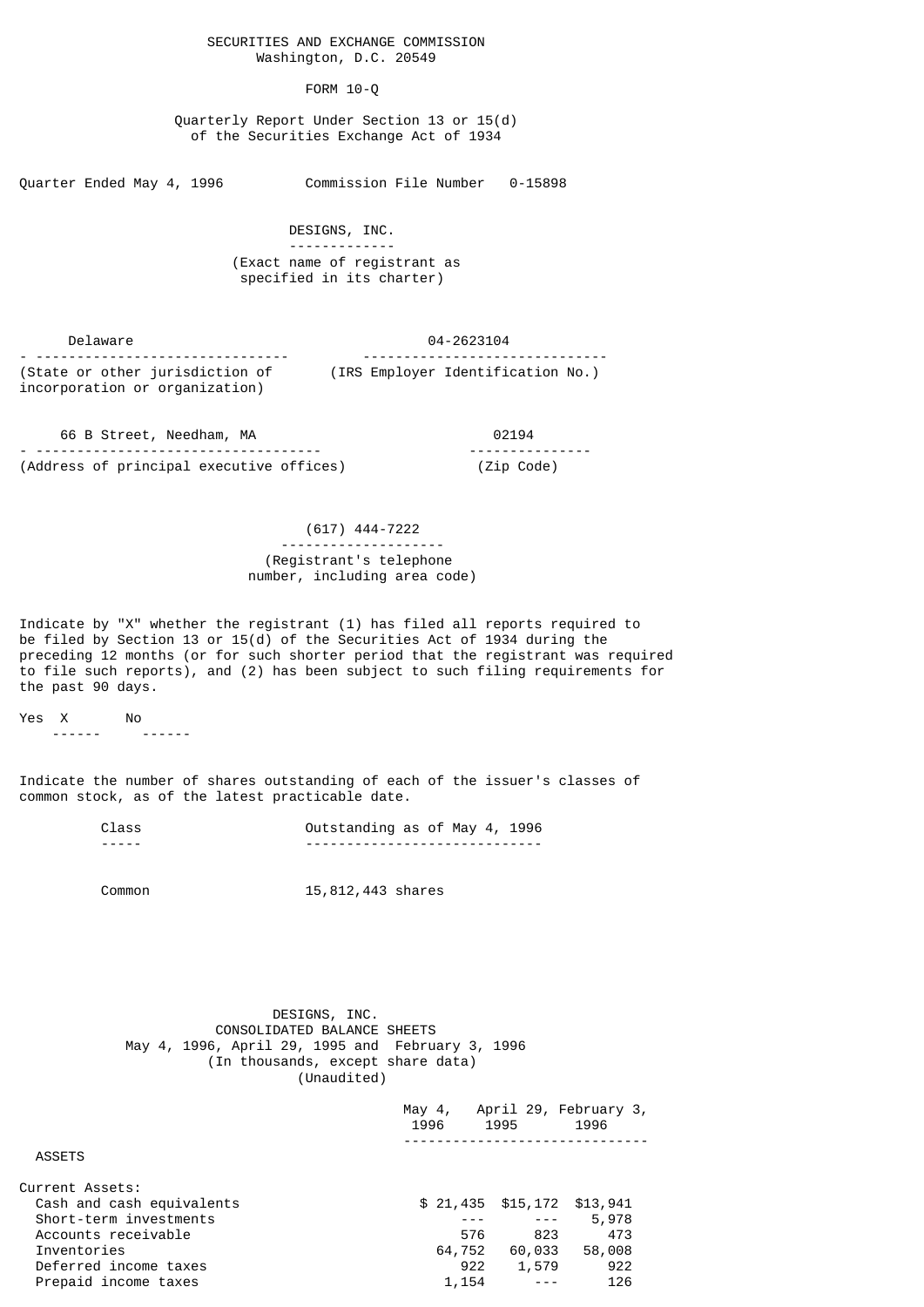SECURITIES AND EXCHANGE COMMISSION
Washington, D.C. 20549

FORM 10-Q

Quarterly Report Under Section 13 or 15(d)
of the Securities Exchange Act of 1934

Quarter Ended May 4, 1996 Commission File Number 0-15898

# DESIGNS, INC.

(Exact name of registrant as specified in its charter)

| Delaware | 04-2623104 |
|---|---|
| (State or other jurisdiction of incorporation or organization) | (IRS Employer Identification No.) |

| 66 B Street, Needham, MA | 02194 |
|---|---|
| (Address of principal executive offices) | (Zip Code) |

(617) 444-7222
(Registrant's telephone number, including area code)

Indicate by "X" whether the registrant (1) has filed all reports required to be filed by Section 13 or 15(d) of the Securities Act of 1934 during the preceding 12 months (or for such shorter period that the registrant was required to file such reports), and (2) has been subject to such filing requirements for the past 90 days.

Yes X No

Indicate the number of shares outstanding of each of the issuer's classes of common stock, as of the latest practicable date.

| Class | Outstanding as of May 4, 1996 |
|---|---|
| Common | 15,812,443 shares |

## DESIGNS, INC.
## CONSOLIDATED BALANCE SHEETS
May 4, 1996, April 29, 1995 and February 3, 1996
(In thousands, except share data)
(Unaudited)

| | May 4, 1996 | April 29, 1995 | February 3, 1996 |
|---|---|---|---|
| ASSETS | | | |
| Current Assets: | | | |
| Cash and cash equivalents | $ 21,435 | $15,172 | $13,941 |
| Short-term investments | --- | --- | 5,978 |
| Accounts receivable | 576 | 823 | 473 |
| Inventories | 64,752 | 60,033 | 58,008 |
| Deferred income taxes | 922 | 1,579 | 922 |
| Prepaid income taxes | 1,154 | --- | 126 |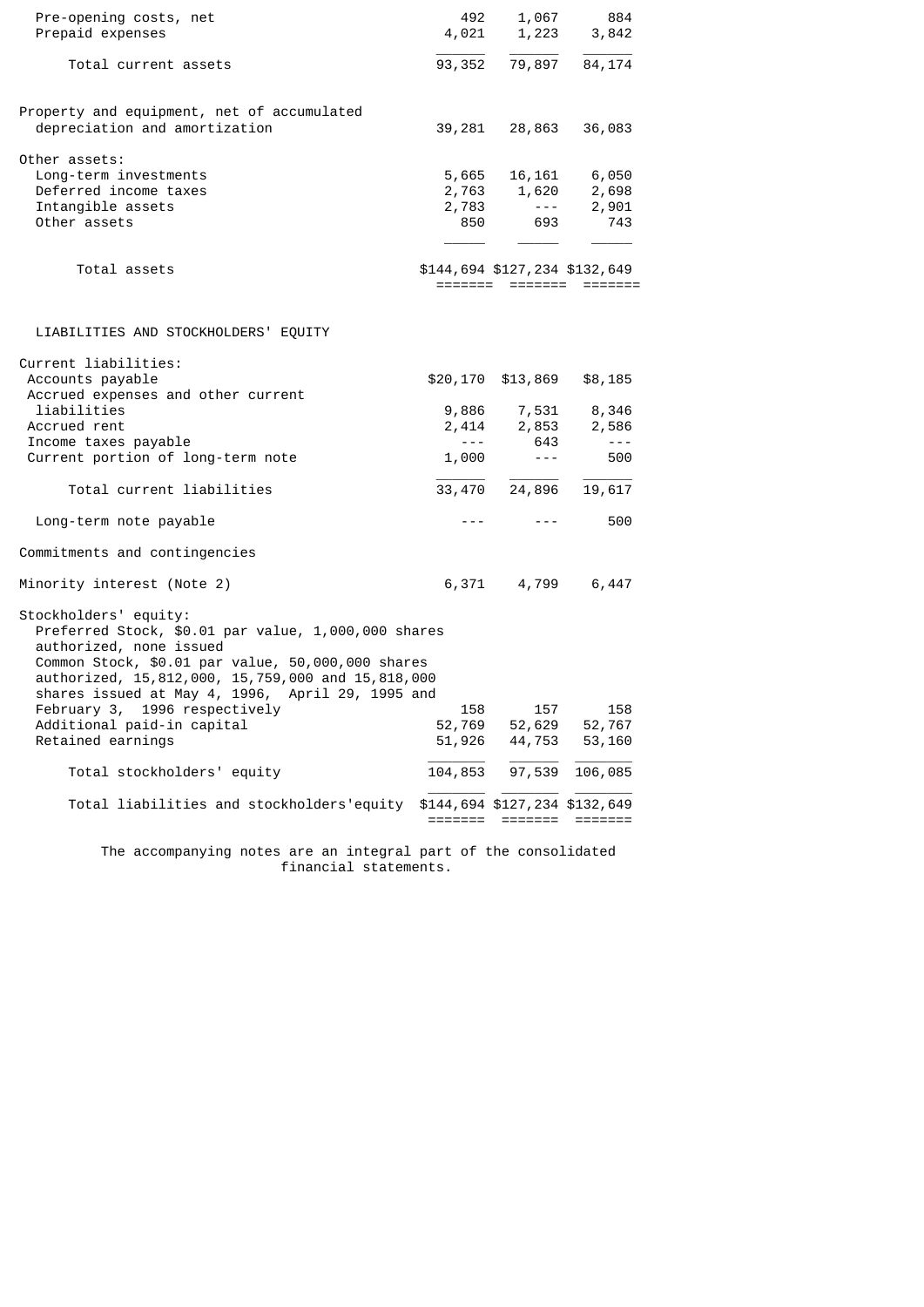| | | | |
|---|---|---|---|
| Pre-opening costs, net | 492 | 1,067 | 884 |
| Prepaid expenses | 4,021 | 1,223 | 3,842 |
| Total current assets | 93,352 | 79,897 | 84,174 |
| Property and equipment, net of accumulated depreciation and amortization | 39,281 | 28,863 | 36,083 |
| Other assets: | | | |
| Long-term investments | 5,665 | 16,161 | 6,050 |
| Deferred income taxes | 2,763 | 1,620 | 2,698 |
| Intangible assets | 2,783 | --- | 2,901 |
| Other assets | 850 | 693 | 743 |
| Total assets | $144,694 | $127,234 | $132,649 |
| LIABILITIES AND STOCKHOLDERS' EQUITY | | | |
| Current liabilities: | | | |
| Accounts payable | $20,170 | $13,869 | $8,185 |
| Accrued expenses and other current liabilities | 9,886 | 7,531 | 8,346 |
| Accrued rent | 2,414 | 2,853 | 2,586 |
| Income taxes payable | --- | 643 | --- |
| Current portion of long-term note | 1,000 | --- | 500 |
| Total current liabilities | 33,470 | 24,896 | 19,617 |
| Long-term note payable | --- | --- | 500 |
| Commitments and contingencies | | | |
| Minority interest (Note 2) | 6,371 | 4,799 | 6,447 |
| Stockholders' equity: | | | |
| Preferred Stock, $0.01 par value, 1,000,000 shares authorized, none issued | | | |
| Common Stock, $0.01 par value, 50,000,000 shares authorized, 15,812,000, 15,759,000 and 15,818,000 shares issued at May 4, 1996, April 29, 1995 and February 3, 1996 respectively | 158 | 157 | 158 |
| Additional paid-in capital | 52,769 | 52,629 | 52,767 |
| Retained earnings | 51,926 | 44,753 | 53,160 |
| Total stockholders' equity | 104,853 | 97,539 | 106,085 |
| Total liabilities and stockholders'equity | $144,694 | $127,234 | $132,649 |

The accompanying notes are an integral part of the consolidated financial statements.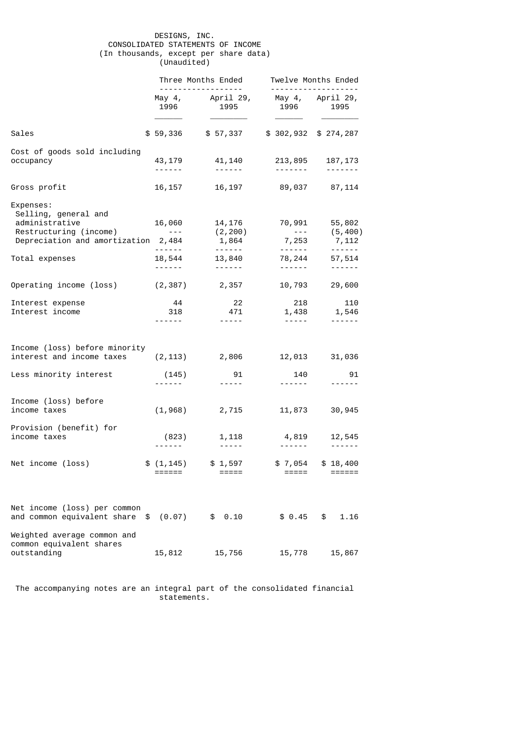DESIGNS, INC.
CONSOLIDATED STATEMENTS OF INCOME
(In thousands, except per share data)
(Unaudited)

| | Three Months Ended | | Twelve Months Ended | |
|---|---|---|---|---|
| | May 4, 1996 | April 29, 1995 | May 4, 1996 | April 29, 1995 |
| Sales | $ 59,336 | $ 57,337 | $ 302,932 | $ 274,287 |
| Cost of goods sold including occupancy | 43,179 | 41,140 | 213,895 | 187,173 |
| Gross profit | 16,157 | 16,197 | 89,037 | 87,114 |
| Expenses: | | | | |
| Selling, general and administrative | 16,060 | 14,176 | 70,991 | 55,802 |
| Restructuring (income) | --- | (2,200) | --- | (5,400) |
| Depreciation and amortization | 2,484 | 1,864 | 7,253 | 7,112 |
| Total expenses | 18,544 | 13,840 | 78,244 | 57,514 |
| Operating income (loss) | (2,387) | 2,357 | 10,793 | 29,600 |
| Interest expense | 44 | 22 | 218 | 110 |
| Interest income | 318 | 471 | 1,438 | 1,546 |
| Income (loss) before minority interest and income taxes | (2,113) | 2,806 | 12,013 | 31,036 |
| Less minority interest | (145) | 91 | 140 | 91 |
| Income (loss) before income taxes | (1,968) | 2,715 | 11,873 | 30,945 |
| Provision (benefit) for income taxes | (823) | 1,118 | 4,819 | 12,545 |
| Net income (loss) | $ (1,145) | $ 1,597 | $ 7,054 | $ 18,400 |
| Net income (loss) per common and common equivalent share | $ (0.07) | $ 0.10 | $ 0.45 | $ 1.16 |
| Weighted average common and common equivalent shares outstanding | 15,812 | 15,756 | 15,778 | 15,867 |

The accompanying notes are an integral part of the consolidated financial statements.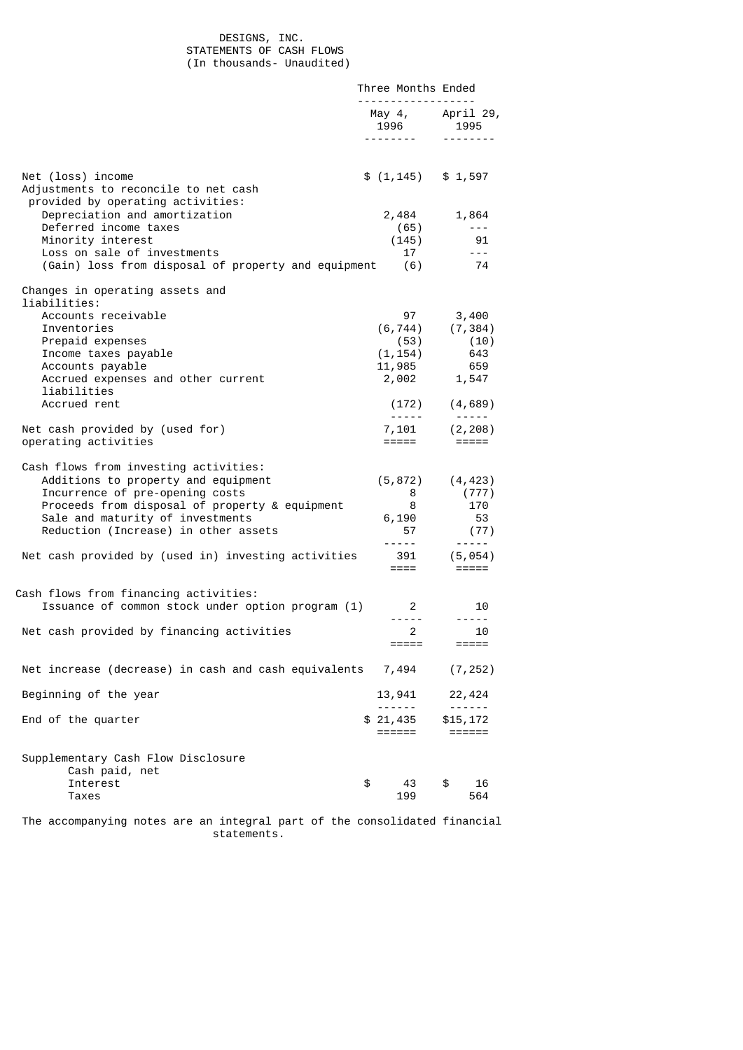DESIGNS, INC.
STATEMENTS OF CASH FLOWS
(In thousands- Unaudited)

| | Three Months Ended | |
|---|---|---|
| | May 4, 1996 | April 29, 1995 |
| Net (loss) income | $ (1,145) | $ 1,597 |
| Adjustments to reconcile to net cash provided by operating activities: | | |
| Depreciation and amortization | 2,484 | 1,864 |
| Deferred income taxes | (65) | --- |
| Minority interest | (145) | 91 |
| Loss on sale of investments | 17 | --- |
| (Gain) loss from disposal of property and equipment | (6) | 74 |
| Changes in operating assets and liabilities: | | |
| Accounts receivable | 97 | 3,400 |
| Inventories | (6,744) | (7,384) |
| Prepaid expenses | (53) | (10) |
| Income taxes payable | (1,154) | 643 |
| Accounts payable | 11,985 | 659 |
| Accrued expenses and other current liabilities | 2,002 | 1,547 |
| Accrued rent | (172) | (4,689) |
| Net cash provided by (used for) operating activities | 7,101 | (2,208) |
| Cash flows from investing activities: | | |
| Additions to property and equipment | (5,872) | (4,423) |
| Incurrence of pre-opening costs | 8 | (777) |
| Proceeds from disposal of property & equipment | 8 | 170 |
| Sale and maturity of investments | 6,190 | 53 |
| Reduction (Increase) in other assets | 57 | (77) |
| Net cash provided by (used in) investing activities | 391 | (5,054) |
| Cash flows from financing activities: | | |
| Issuance of common stock under option program (1) | 2 | 10 |
| Net cash provided by financing activities | 2 | 10 |
| Net increase (decrease) in cash and cash equivalents | 7,494 | (7,252) |
| Beginning of the year | 13,941 | 22,424 |
| End of the quarter | $ 21,435 | $15,172 |
| Supplementary Cash Flow Disclosure | | |
| Cash paid, net | | |
| Interest | $ 43 | $ 16 |
| Taxes | 199 | 564 |

The accompanying notes are an integral part of the consolidated financial statements.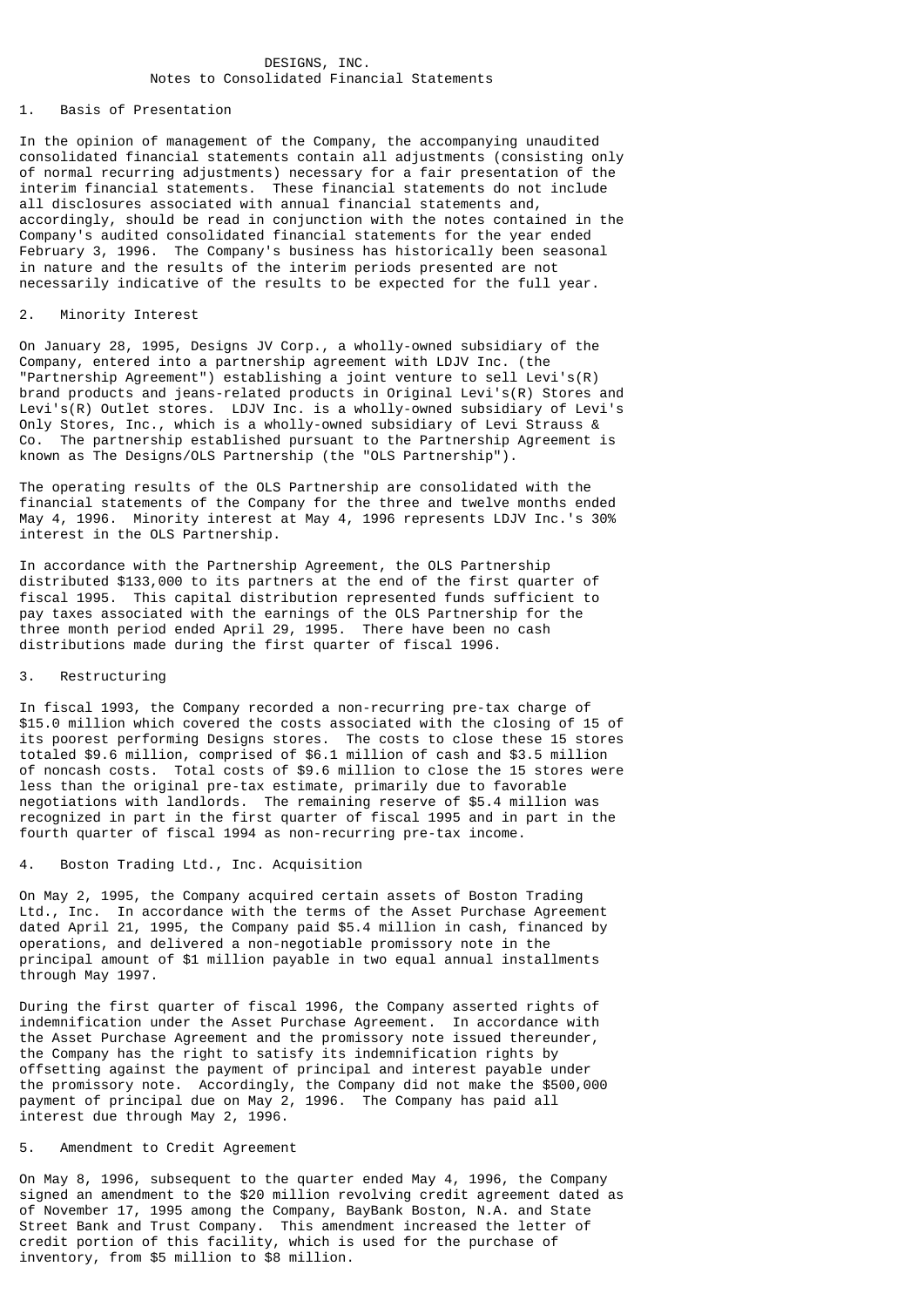# DESIGNS, INC.
## Notes to Consolidated Financial Statements

### 1. Basis of Presentation

In the opinion of management of the Company, the accompanying unaudited consolidated financial statements contain all adjustments (consisting only of normal recurring adjustments) necessary for a fair presentation of the interim financial statements. These financial statements do not include all disclosures associated with annual financial statements and, accordingly, should be read in conjunction with the notes contained in the Company's audited consolidated financial statements for the year ended February 3, 1996. The Company's business has historically been seasonal in nature and the results of the interim periods presented are not necessarily indicative of the results to be expected for the full year.

### 2. Minority Interest

On January 28, 1995, Designs JV Corp., a wholly-owned subsidiary of the Company, entered into a partnership agreement with LDJV Inc. (the "Partnership Agreement") establishing a joint venture to sell Levi's(R) brand products and jeans-related products in Original Levi's(R) Stores and Levi's(R) Outlet stores. LDJV Inc. is a wholly-owned subsidiary of Levi's Only Stores, Inc., which is a wholly-owned subsidiary of Levi Strauss & Co. The partnership established pursuant to the Partnership Agreement is known as The Designs/OLS Partnership (the "OLS Partnership").

The operating results of the OLS Partnership are consolidated with the financial statements of the Company for the three and twelve months ended May 4, 1996. Minority interest at May 4, 1996 represents LDJV Inc.'s 30% interest in the OLS Partnership.

In accordance with the Partnership Agreement, the OLS Partnership distributed $133,000 to its partners at the end of the first quarter of fiscal 1995. This capital distribution represented funds sufficient to pay taxes associated with the earnings of the OLS Partnership for the three month period ended April 29, 1995. There have been no cash distributions made during the first quarter of fiscal 1996.

### 3. Restructuring

In fiscal 1993, the Company recorded a non-recurring pre-tax charge of $15.0 million which covered the costs associated with the closing of 15 of its poorest performing Designs stores. The costs to close these 15 stores totaled $9.6 million, comprised of $6.1 million of cash and $3.5 million of noncash costs. Total costs of $9.6 million to close the 15 stores were less than the original pre-tax estimate, primarily due to favorable negotiations with landlords. The remaining reserve of $5.4 million was recognized in part in the first quarter of fiscal 1995 and in part in the fourth quarter of fiscal 1994 as non-recurring pre-tax income.

### 4. Boston Trading Ltd., Inc. Acquisition

On May 2, 1995, the Company acquired certain assets of Boston Trading Ltd., Inc. In accordance with the terms of the Asset Purchase Agreement dated April 21, 1995, the Company paid $5.4 million in cash, financed by operations, and delivered a non-negotiable promissory note in the principal amount of $1 million payable in two equal annual installments through May 1997.

During the first quarter of fiscal 1996, the Company asserted rights of indemnification under the Asset Purchase Agreement. In accordance with the Asset Purchase Agreement and the promissory note issued thereunder, the Company has the right to satisfy its indemnification rights by offsetting against the payment of principal and interest payable under the promissory note. Accordingly, the Company did not make the $500,000 payment of principal due on May 2, 1996. The Company has paid all interest due through May 2, 1996.

### 5. Amendment to Credit Agreement

On May 8, 1996, subsequent to the quarter ended May 4, 1996, the Company signed an amendment to the $20 million revolving credit agreement dated as of November 17, 1995 among the Company, BayBank Boston, N.A. and State Street Bank and Trust Company. This amendment increased the letter of credit portion of this facility, which is used for the purchase of inventory, from $5 million to $8 million.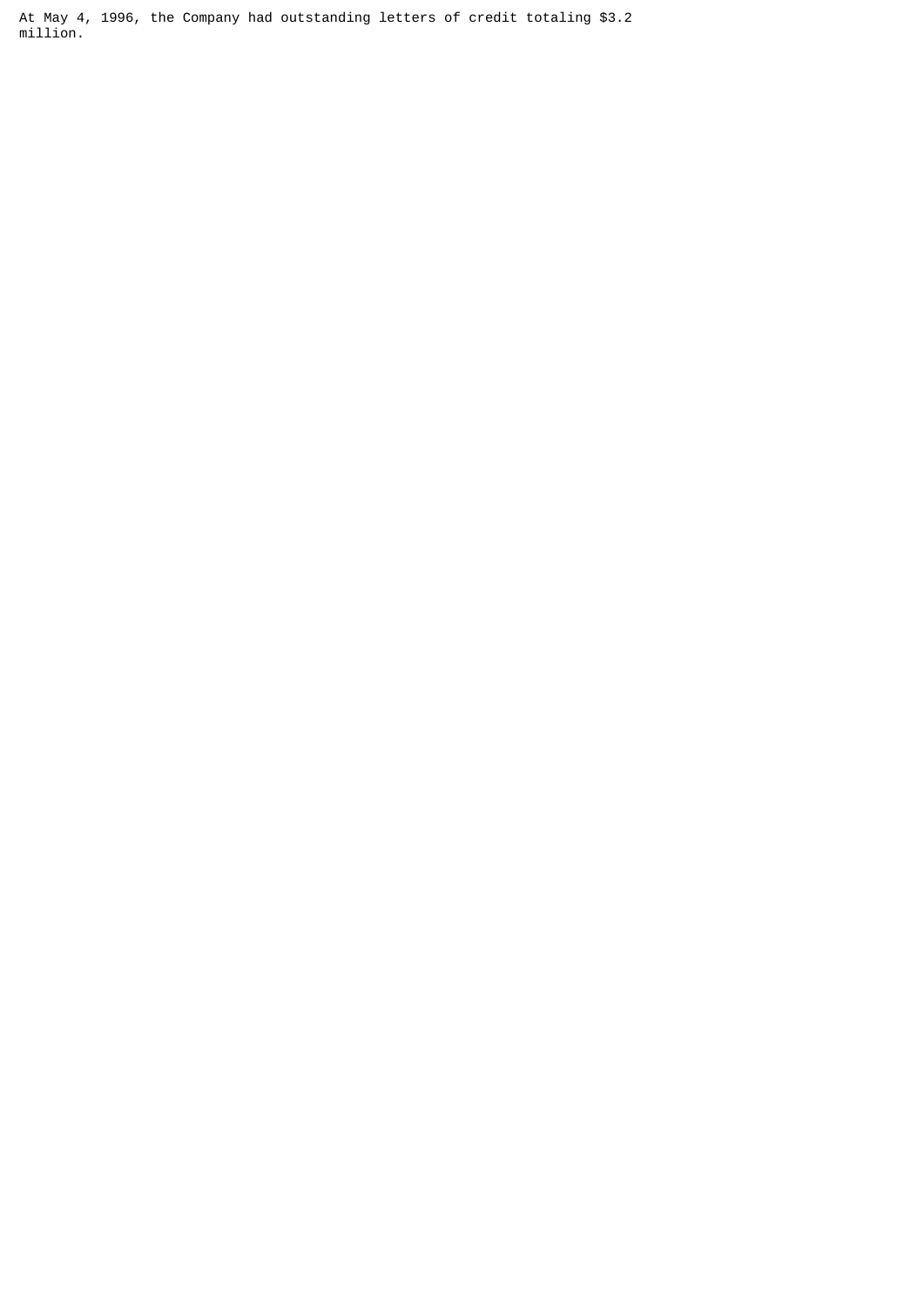At May 4, 1996, the Company had outstanding letters of credit totaling $3.2 million.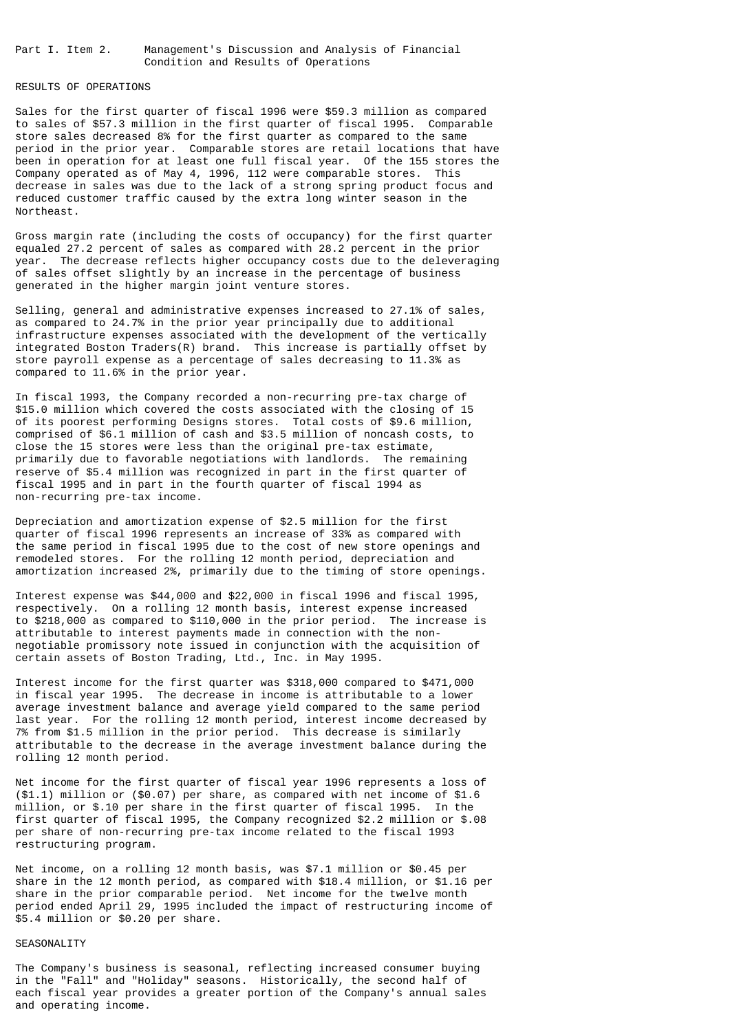Part I. Item 2. Management's Discussion and Analysis of Financial Condition and Results of Operations

## RESULTS OF OPERATIONS

Sales for the first quarter of fiscal 1996 were $59.3 million as compared to sales of $57.3 million in the first quarter of fiscal 1995. Comparable store sales decreased 8% for the first quarter as compared to the same period in the prior year. Comparable stores are retail locations that have been in operation for at least one full fiscal year. Of the 155 stores the Company operated as of May 4, 1996, 112 were comparable stores. This decrease in sales was due to the lack of a strong spring product focus and reduced customer traffic caused by the extra long winter season in the Northeast.

Gross margin rate (including the costs of occupancy) for the first quarter equaled 27.2 percent of sales as compared with 28.2 percent in the prior year. The decrease reflects higher occupancy costs due to the deleveraging of sales offset slightly by an increase in the percentage of business generated in the higher margin joint venture stores.

Selling, general and administrative expenses increased to 27.1% of sales, as compared to 24.7% in the prior year principally due to additional infrastructure expenses associated with the development of the vertically integrated Boston Traders(R) brand. This increase is partially offset by store payroll expense as a percentage of sales decreasing to 11.3% as compared to 11.6% in the prior year.

In fiscal 1993, the Company recorded a non-recurring pre-tax charge of $15.0 million which covered the costs associated with the closing of 15 of its poorest performing Designs stores. Total costs of $9.6 million, comprised of $6.1 million of cash and $3.5 million of noncash costs, to close the 15 stores were less than the original pre-tax estimate, primarily due to favorable negotiations with landlords. The remaining reserve of $5.4 million was recognized in part in the first quarter of fiscal 1995 and in part in the fourth quarter of fiscal 1994 as non-recurring pre-tax income.

Depreciation and amortization expense of $2.5 million for the first quarter of fiscal 1996 represents an increase of 33% as compared with the same period in fiscal 1995 due to the cost of new store openings and remodeled stores. For the rolling 12 month period, depreciation and amortization increased 2%, primarily due to the timing of store openings.

Interest expense was $44,000 and $22,000 in fiscal 1996 and fiscal 1995, respectively. On a rolling 12 month basis, interest expense increased to $218,000 as compared to $110,000 in the prior period. The increase is attributable to interest payments made in connection with the non-negotiable promissory note issued in conjunction with the acquisition of certain assets of Boston Trading, Ltd., Inc. in May 1995.

Interest income for the first quarter was $318,000 compared to $471,000 in fiscal year 1995. The decrease in income is attributable to a lower average investment balance and average yield compared to the same period last year. For the rolling 12 month period, interest income decreased by 7% from $1.5 million in the prior period. This decrease is similarly attributable to the decrease in the average investment balance during the rolling 12 month period.

Net income for the first quarter of fiscal year 1996 represents a loss of ($1.1) million or ($0.07) per share, as compared with net income of $1.6 million, or $.10 per share in the first quarter of fiscal 1995. In the first quarter of fiscal 1995, the Company recognized $2.2 million or $.08 per share of non-recurring pre-tax income related to the fiscal 1993 restructuring program.

Net income, on a rolling 12 month basis, was $7.1 million or $0.45 per share in the 12 month period, as compared with $18.4 million, or $1.16 per share in the prior comparable period. Net income for the twelve month period ended April 29, 1995 included the impact of restructuring income of $5.4 million or $0.20 per share.

## SEASONALITY

The Company's business is seasonal, reflecting increased consumer buying in the "Fall" and "Holiday" seasons. Historically, the second half of each fiscal year provides a greater portion of the Company's annual sales and operating income.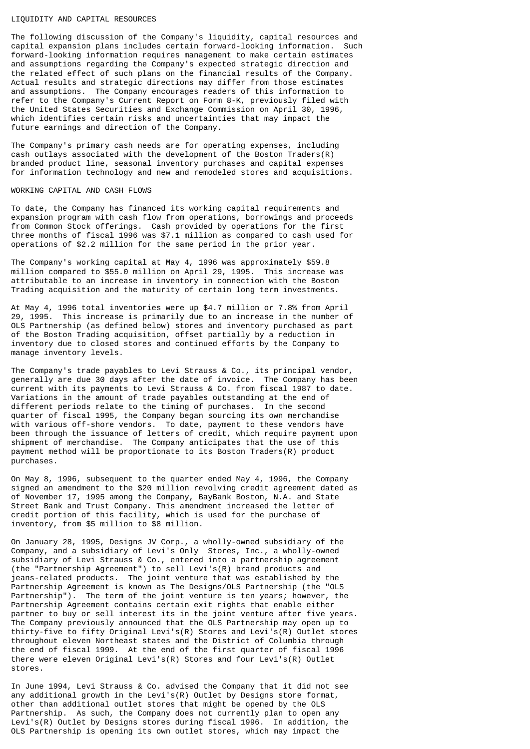## LIQUIDITY AND CAPITAL RESOURCES

The following discussion of the Company's liquidity, capital resources and capital expansion plans includes certain forward-looking information. Such forward-looking information requires management to make certain estimates and assumptions regarding the Company's expected strategic direction and the related effect of such plans on the financial results of the Company. Actual results and strategic directions may differ from those estimates and assumptions. The Company encourages readers of this information to refer to the Company's Current Report on Form 8-K, previously filed with the United States Securities and Exchange Commission on April 30, 1996, which identifies certain risks and uncertainties that may impact the future earnings and direction of the Company.

The Company's primary cash needs are for operating expenses, including cash outlays associated with the development of the Boston Traders(R) branded product line, seasonal inventory purchases and capital expenses for information technology and new and remodeled stores and acquisitions.

### WORKING CAPITAL AND CASH FLOWS

To date, the Company has financed its working capital requirements and expansion program with cash flow from operations, borrowings and proceeds from Common Stock offerings. Cash provided by operations for the first three months of fiscal 1996 was $7.1 million as compared to cash used for operations of $2.2 million for the same period in the prior year.

The Company's working capital at May 4, 1996 was approximately $59.8 million compared to $55.0 million on April 29, 1995. This increase was attributable to an increase in inventory in connection with the Boston Trading acquisition and the maturity of certain long term investments.

At May 4, 1996 total inventories were up $4.7 million or 7.8% from April 29, 1995. This increase is primarily due to an increase in the number of OLS Partnership (as defined below) stores and inventory purchased as part of the Boston Trading acquisition, offset partially by a reduction in inventory due to closed stores and continued efforts by the Company to manage inventory levels.

The Company's trade payables to Levi Strauss & Co., its principal vendor, generally are due 30 days after the date of invoice. The Company has been current with its payments to Levi Strauss & Co. from fiscal 1987 to date. Variations in the amount of trade payables outstanding at the end of different periods relate to the timing of purchases. In the second quarter of fiscal 1995, the Company began sourcing its own merchandise with various off-shore vendors. To date, payment to these vendors have been through the issuance of letters of credit, which require payment upon shipment of merchandise. The Company anticipates that the use of this payment method will be proportionate to its Boston Traders(R) product purchases.

On May 8, 1996, subsequent to the quarter ended May 4, 1996, the Company signed an amendment to the $20 million revolving credit agreement dated as of November 17, 1995 among the Company, BayBank Boston, N.A. and State Street Bank and Trust Company. This amendment increased the letter of credit portion of this facility, which is used for the purchase of inventory, from $5 million to $8 million.

On January 28, 1995, Designs JV Corp., a wholly-owned subsidiary of the Company, and a subsidiary of Levi's Only Stores, Inc., a wholly-owned subsidiary of Levi Strauss & Co., entered into a partnership agreement (the "Partnership Agreement") to sell Levi's(R) brand products and jeans-related products. The joint venture that was established by the Partnership Agreement is known as The Designs/OLS Partnership (the "OLS Partnership"). The term of the joint venture is ten years; however, the Partnership Agreement contains certain exit rights that enable either partner to buy or sell interest its in the joint venture after five years. The Company previously announced that the OLS Partnership may open up to thirty-five to fifty Original Levi's(R) Stores and Levi's(R) Outlet stores throughout eleven Northeast states and the District of Columbia through the end of fiscal 1999. At the end of the first quarter of fiscal 1996 there were eleven Original Levi's(R) Stores and four Levi's(R) Outlet stores.

In June 1994, Levi Strauss & Co. advised the Company that it did not see any additional growth in the Levi's(R) Outlet by Designs store format, other than additional outlet stores that might be opened by the OLS Partnership. As such, the Company does not currently plan to open any Levi's(R) Outlet by Designs stores during fiscal 1996. In addition, the OLS Partnership is opening its own outlet stores, which may impact the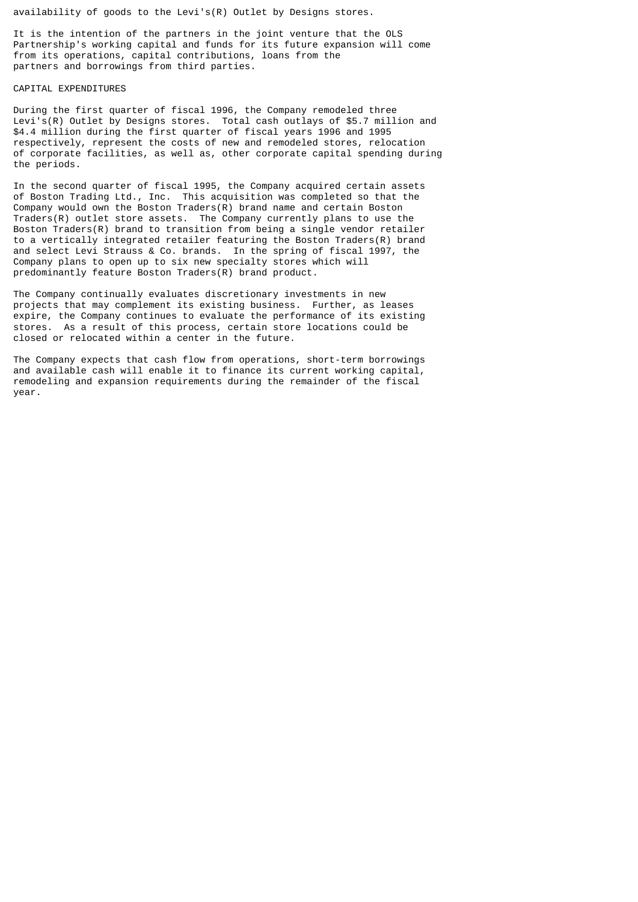availability of goods to the Levi's(R) Outlet by Designs stores.

It is the intention of the partners in the joint venture that the OLS Partnership's working capital and funds for its future expansion will come from its operations, capital contributions, loans from the partners and borrowings from third parties.

## CAPITAL EXPENDITURES

During the first quarter of fiscal 1996, the Company remodeled three Levi's(R) Outlet by Designs stores. Total cash outlays of $5.7 million and $4.4 million during the first quarter of fiscal years 1996 and 1995 respectively, represent the costs of new and remodeled stores, relocation of corporate facilities, as well as, other corporate capital spending during the periods.

In the second quarter of fiscal 1995, the Company acquired certain assets of Boston Trading Ltd., Inc. This acquisition was completed so that the Company would own the Boston Traders(R) brand name and certain Boston Traders(R) outlet store assets. The Company currently plans to use the Boston Traders(R) brand to transition from being a single vendor retailer to a vertically integrated retailer featuring the Boston Traders(R) brand and select Levi Strauss & Co. brands. In the spring of fiscal 1997, the Company plans to open up to six new specialty stores which will predominantly feature Boston Traders(R) brand product.

The Company continually evaluates discretionary investments in new projects that may complement its existing business. Further, as leases expire, the Company continues to evaluate the performance of its existing stores. As a result of this process, certain store locations could be closed or relocated within a center in the future.

The Company expects that cash flow from operations, short-term borrowings and available cash will enable it to finance its current working capital, remodeling and expansion requirements during the remainder of the fiscal year.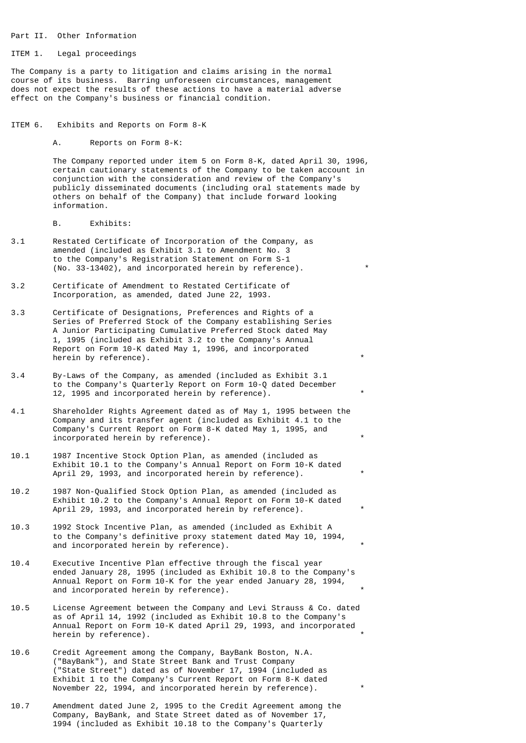Part II. Other Information

ITEM 1. Legal proceedings

The Company is a party to litigation and claims arising in the normal course of its business. Barring unforeseen circumstances, management does not expect the results of these actions to have a material adverse effect on the Company's business or financial condition.

ITEM 6. Exhibits and Reports on Form 8-K

A. Reports on Form 8-K:

The Company reported under item 5 on Form 8-K, dated April 30, 1996, certain cautionary statements of the Company to be taken account in conjunction with the consideration and review of the Company's publicly disseminated documents (including oral statements made by others on behalf of the Company) that include forward looking information.

B. Exhibits:

| | | |
|---|---|---|
| 3.1 | Restated Certificate of Incorporation of the Company, as amended (included as Exhibit 3.1 to Amendment No. 3 to the Company's Registration Statement on Form S-1 (No. 33-13402), and incorporated herein by reference). | * |
| 3.2 | Certificate of Amendment to Restated Certificate of Incorporation, as amended, dated June 22, 1993. | |
| 3.3 | Certificate of Designations, Preferences and Rights of a Series of Preferred Stock of the Company establishing Series A Junior Participating Cumulative Preferred Stock dated May 1, 1995 (included as Exhibit 3.2 to the Company's Annual Report on Form 10-K dated May 1, 1996, and incorporated herein by reference). | * |
| 3.4 | By-Laws of the Company, as amended (included as Exhibit 3.1 to the Company's Quarterly Report on Form 10-Q dated December 12, 1995 and incorporated herein by reference). | * |
| 4.1 | Shareholder Rights Agreement dated as of May 1, 1995 between the Company and its transfer agent (included as Exhibit 4.1 to the Company's Current Report on Form 8-K dated May 1, 1995, and incorporated herein by reference). | * |
| 10.1 | 1987 Incentive Stock Option Plan, as amended (included as Exhibit 10.1 to the Company's Annual Report on Form 10-K dated April 29, 1993, and incorporated herein by reference). | * |
| 10.2 | 1987 Non-Qualified Stock Option Plan, as amended (included as Exhibit 10.2 to the Company's Annual Report on Form 10-K dated April 29, 1993, and incorporated herein by reference). | * |
| 10.3 | 1992 Stock Incentive Plan, as amended (included as Exhibit A to the Company's definitive proxy statement dated May 10, 1994, and incorporated herein by reference). | * |
| 10.4 | Executive Incentive Plan effective through the fiscal year ended January 28, 1995 (included as Exhibit 10.8 to the Company's Annual Report on Form 10-K for the year ended January 28, 1994, and incorporated herein by reference). | * |
| 10.5 | License Agreement between the Company and Levi Strauss & Co. dated as of April 14, 1992 (included as Exhibit 10.8 to the Company's Annual Report on Form 10-K dated April 29, 1993, and incorporated herein by reference). | * |
| 10.6 | Credit Agreement among the Company, BayBank Boston, N.A. ("BayBank"), and State Street Bank and Trust Company ("State Street") dated as of November 17, 1994 (included as Exhibit 1 to the Company's Current Report on Form 8-K dated November 22, 1994, and incorporated herein by reference). | * |
| 10.7 | Amendment dated June 2, 1995 to the Credit Agreement among the Company, BayBank, and State Street dated as of November 17, 1994 (included as Exhibit 10.18 to the Company's Quarterly | |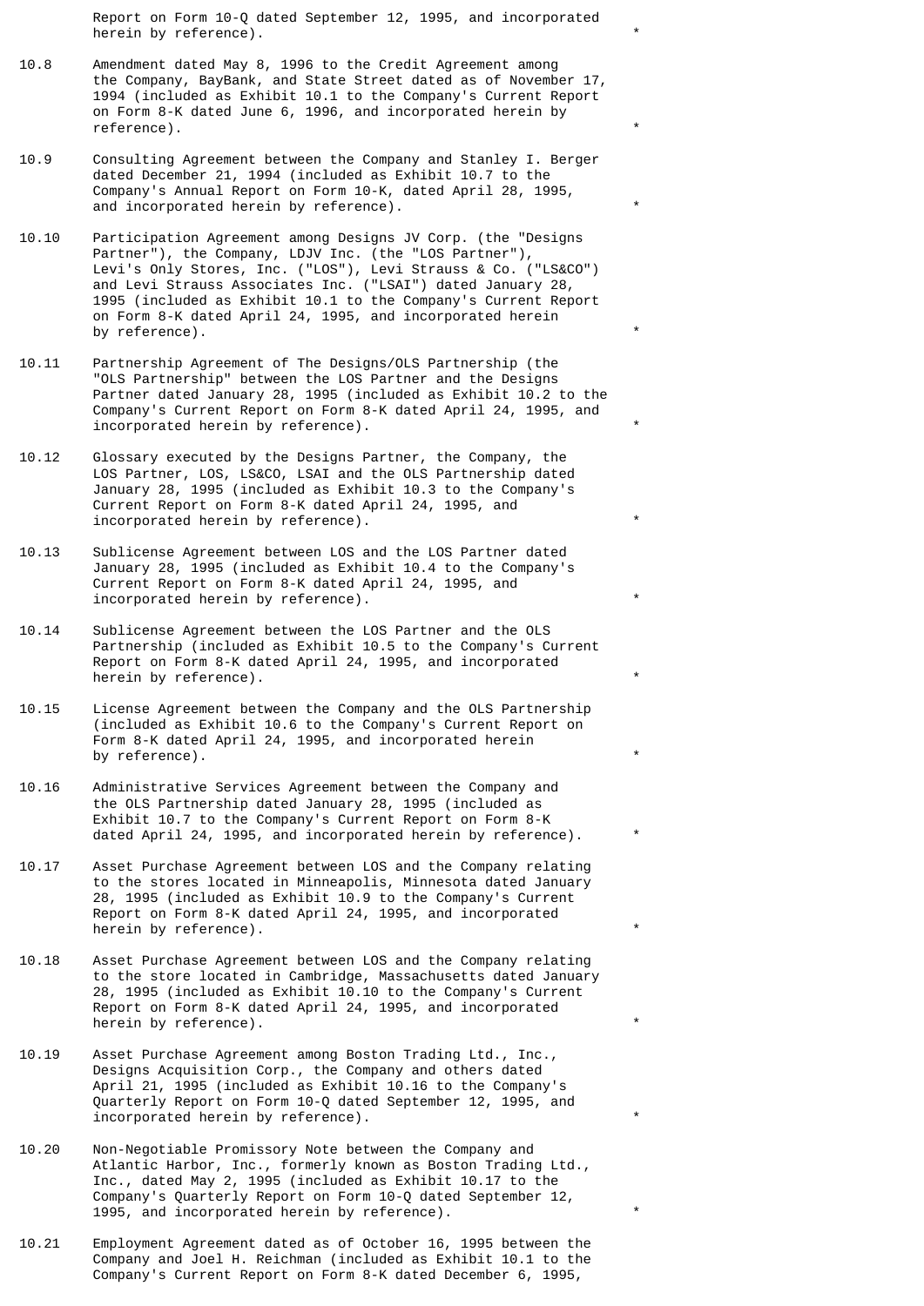Report on Form 10-Q dated September 12, 1995, and incorporated herein by reference). *

10.8 Amendment dated May 8, 1996 to the Credit Agreement among the Company, BayBank, and State Street dated as of November 17, 1994 (included as Exhibit 10.1 to the Company's Current Report on Form 8-K dated June 6, 1996, and incorporated herein by reference). *

10.9 Consulting Agreement between the Company and Stanley I. Berger dated December 21, 1994 (included as Exhibit 10.7 to the Company's Annual Report on Form 10-K, dated April 28, 1995, and incorporated herein by reference). *

10.10 Participation Agreement among Designs JV Corp. (the "Designs Partner"), the Company, LDJV Inc. (the "LOS Partner"), Levi's Only Stores, Inc. ("LOS"), Levi Strauss & Co. ("LS&CO") and Levi Strauss Associates Inc. ("LSAI") dated January 28, 1995 (included as Exhibit 10.1 to the Company's Current Report on Form 8-K dated April 24, 1995, and incorporated herein by reference). *

10.11 Partnership Agreement of The Designs/OLS Partnership (the "OLS Partnership" between the LOS Partner and the Designs Partner dated January 28, 1995 (included as Exhibit 10.2 to the Company's Current Report on Form 8-K dated April 24, 1995, and incorporated herein by reference). *

10.12 Glossary executed by the Designs Partner, the Company, the LOS Partner, LOS, LS&CO, LSAI and the OLS Partnership dated January 28, 1995 (included as Exhibit 10.3 to the Company's Current Report on Form 8-K dated April 24, 1995, and incorporated herein by reference). *

10.13 Sublicense Agreement between LOS and the LOS Partner dated January 28, 1995 (included as Exhibit 10.4 to the Company's Current Report on Form 8-K dated April 24, 1995, and incorporated herein by reference). *

10.14 Sublicense Agreement between the LOS Partner and the OLS Partnership (included as Exhibit 10.5 to the Company's Current Report on Form 8-K dated April 24, 1995, and incorporated herein by reference). *

10.15 License Agreement between the Company and the OLS Partnership (included as Exhibit 10.6 to the Company's Current Report on Form 8-K dated April 24, 1995, and incorporated herein by reference). *

10.16 Administrative Services Agreement between the Company and the OLS Partnership dated January 28, 1995 (included as Exhibit 10.7 to the Company's Current Report on Form 8-K dated April 24, 1995, and incorporated herein by reference). *

10.17 Asset Purchase Agreement between LOS and the Company relating to the stores located in Minneapolis, Minnesota dated January 28, 1995 (included as Exhibit 10.9 to the Company's Current Report on Form 8-K dated April 24, 1995, and incorporated herein by reference). *

10.18 Asset Purchase Agreement between LOS and the Company relating to the store located in Cambridge, Massachusetts dated January 28, 1995 (included as Exhibit 10.10 to the Company's Current Report on Form 8-K dated April 24, 1995, and incorporated herein by reference). *

10.19 Asset Purchase Agreement among Boston Trading Ltd., Inc., Designs Acquisition Corp., the Company and others dated April 21, 1995 (included as Exhibit 10.16 to the Company's Quarterly Report on Form 10-Q dated September 12, 1995, and incorporated herein by reference). *

10.20 Non-Negotiable Promissory Note between the Company and Atlantic Harbor, Inc., formerly known as Boston Trading Ltd., Inc., dated May 2, 1995 (included as Exhibit 10.17 to the Company's Quarterly Report on Form 10-Q dated September 12, 1995, and incorporated herein by reference). *

10.21 Employment Agreement dated as of October 16, 1995 between the Company and Joel H. Reichman (included as Exhibit 10.1 to the Company's Current Report on Form 8-K dated December 6, 1995,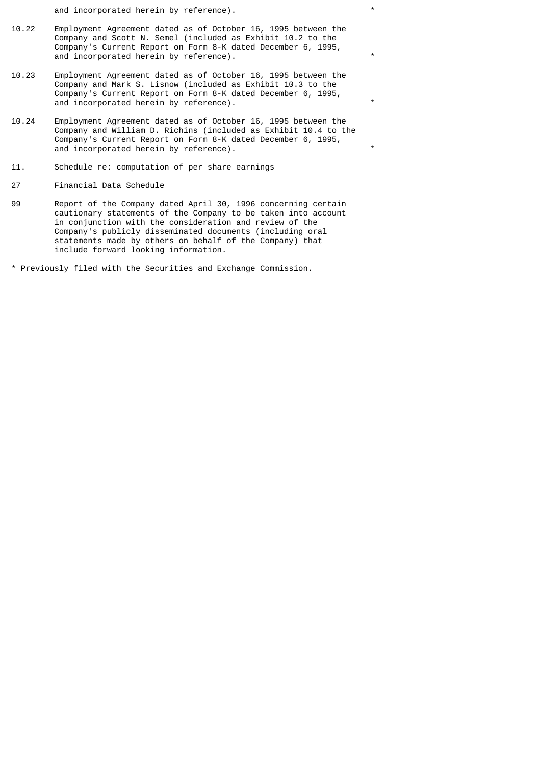| | | |
|---|---|---|
| | and incorporated herein by reference). | * |
| 10.22 | Employment Agreement dated as of October 16, 1995 between the Company and Scott N. Semel (included as Exhibit 10.2 to the Company's Current Report on Form 8-K dated December 6, 1995, and incorporated herein by reference). | * |
| 10.23 | Employment Agreement dated as of October 16, 1995 between the Company and Mark S. Lisnow (included as Exhibit 10.3 to the Company's Current Report on Form 8-K dated December 6, 1995, and incorporated herein by reference). | * |
| 10.24 | Employment Agreement dated as of October 16, 1995 between the Company and William D. Richins (included as Exhibit 10.4 to the Company's Current Report on Form 8-K dated December 6, 1995, and incorporated herein by reference). | * |
| 11. | Schedule re: computation of per share earnings | |
| 27 | Financial Data Schedule | |
| 99 | Report of the Company dated April 30, 1996 concerning certain cautionary statements of the Company to be taken into account in conjunction with the consideration and review of the Company's publicly disseminated documents (including oral statements made by others on behalf of the Company) that include forward looking information. | |

* Previously filed with the Securities and Exchange Commission.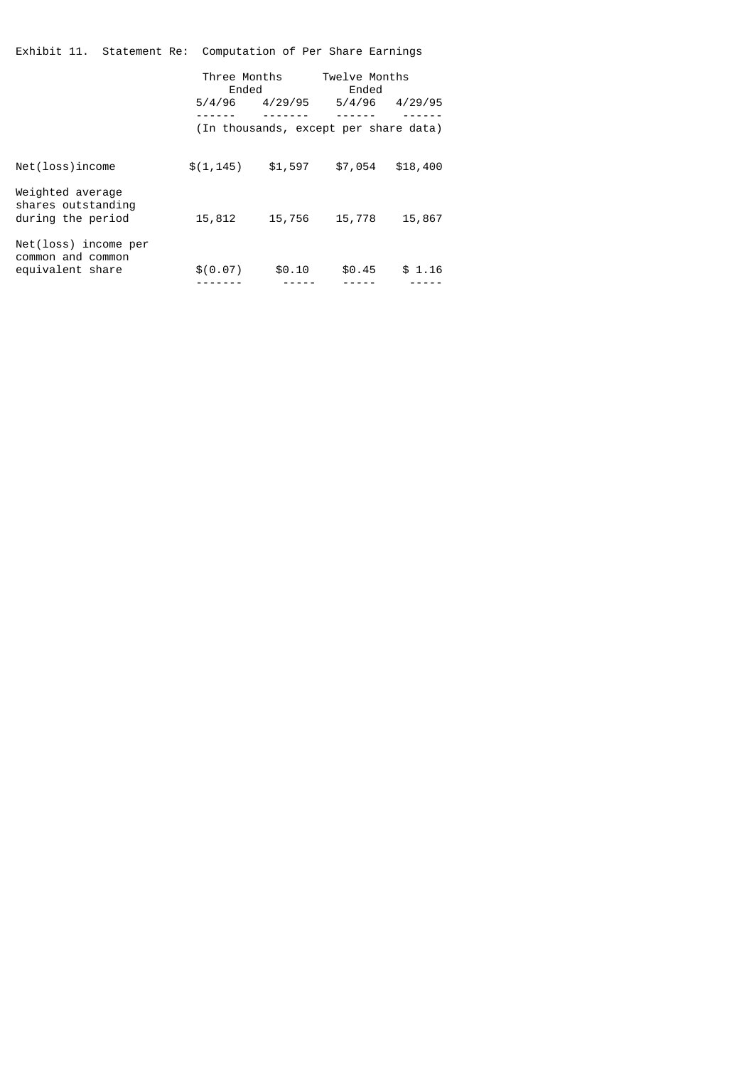Exhibit 11. Statement Re: Computation of Per Share Earnings

| | Three Months Ended | | Twelve Months Ended | |
|---|---|---|---|---|
| | 5/4/96 | 4/29/95 | 5/4/96 | 4/29/95 |
| | (In thousands, except per share data) | | | |
| Net(loss)income | $(1,145) | $1,597 | $7,054 | $18,400 |
| Weighted average shares outstanding during the period | 15,812 | 15,756 | 15,778 | 15,867 |
| Net(loss) income per common and common equivalent share | $(0.07) | $0.10 | $0.45 | $ 1.16 |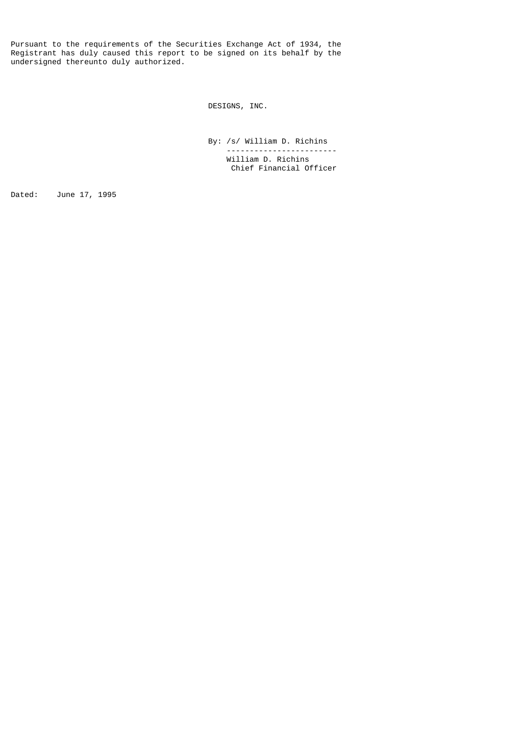Pursuant to the requirements of the Securities Exchange Act of 1934, the Registrant has duly caused this report to be signed on its behalf by the undersigned thereunto duly authorized.

DESIGNS, INC.

By: /s/ William D. Richins
William D. Richins
Chief Financial Officer

Dated: June 17, 1995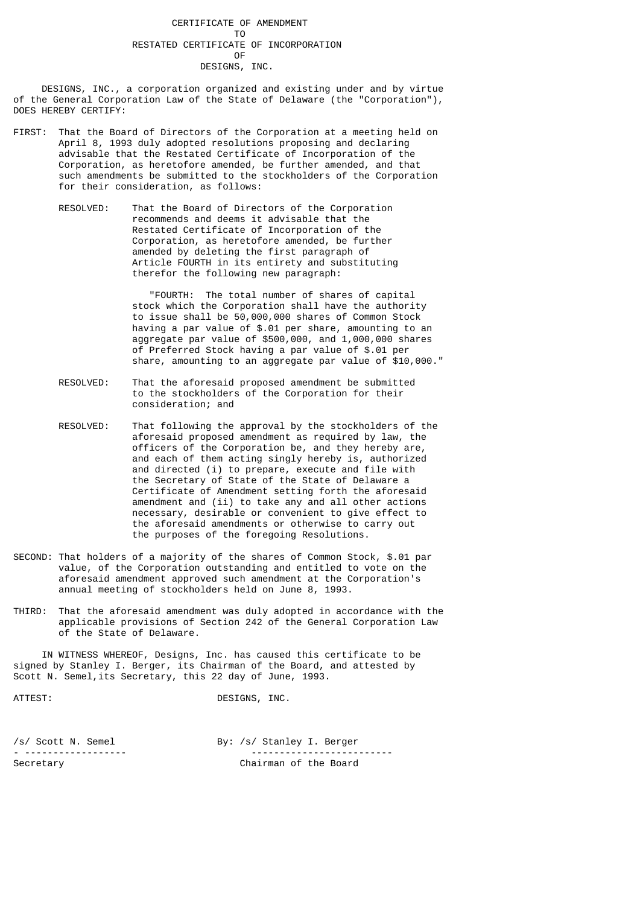# CERTIFICATE OF AMENDMENT
## TO
## RESTATED CERTIFICATE OF INCORPORATION
## OF
## DESIGNS, INC.

DESIGNS, INC., a corporation organized and existing under and by virtue of the General Corporation Law of the State of Delaware (the "Corporation"), DOES HEREBY CERTIFY:

FIRST: That the Board of Directors of the Corporation at a meeting held on April 8, 1993 duly adopted resolutions proposing and declaring advisable that the Restated Certificate of Incorporation of the Corporation, as heretofore amended, be further amended, and that such amendments be submitted to the stockholders of the Corporation for their consideration, as follows:

RESOLVED: That the Board of Directors of the Corporation recommends and deems it advisable that the Restated Certificate of Incorporation of the Corporation, as heretofore amended, be further amended by deleting the first paragraph of Article FOURTH in its entirety and substituting therefor the following new paragraph:

> "FOURTH: The total number of shares of capital stock which the Corporation shall have the authority to issue shall be 50,000,000 shares of Common Stock having a par value of $.01 per share, amounting to an aggregate par value of $500,000, and 1,000,000 shares of Preferred Stock having a par value of $.01 per share, amounting to an aggregate par value of $10,000."

RESOLVED: That the aforesaid proposed amendment be submitted to the stockholders of the Corporation for their consideration; and

RESOLVED: That following the approval by the stockholders of the aforesaid proposed amendment as required by law, the officers of the Corporation be, and they hereby are, and each of them acting singly hereby is, authorized and directed (i) to prepare, execute and file with the Secretary of State of the State of Delaware a Certificate of Amendment setting forth the aforesaid amendment and (ii) to take any and all other actions necessary, desirable or convenient to give effect to the aforesaid amendments or otherwise to carry out the purposes of the foregoing Resolutions.

SECOND: That holders of a majority of the shares of Common Stock, $.01 par value, of the Corporation outstanding and entitled to vote on the aforesaid amendment approved such amendment at the Corporation's annual meeting of stockholders held on June 8, 1993.

THIRD: That the aforesaid amendment was duly adopted in accordance with the applicable provisions of Section 242 of the General Corporation Law of the State of Delaware.

IN WITNESS WHEREOF, Designs, Inc. has caused this certificate to be signed by Stanley I. Berger, its Chairman of the Board, and attested by Scott N. Semel,its Secretary, this 22 day of June, 1993.

ATTEST: DESIGNS, INC.

/s/ Scott N. Semel
Secretary

By: /s/ Stanley I. Berger
Chairman of the Board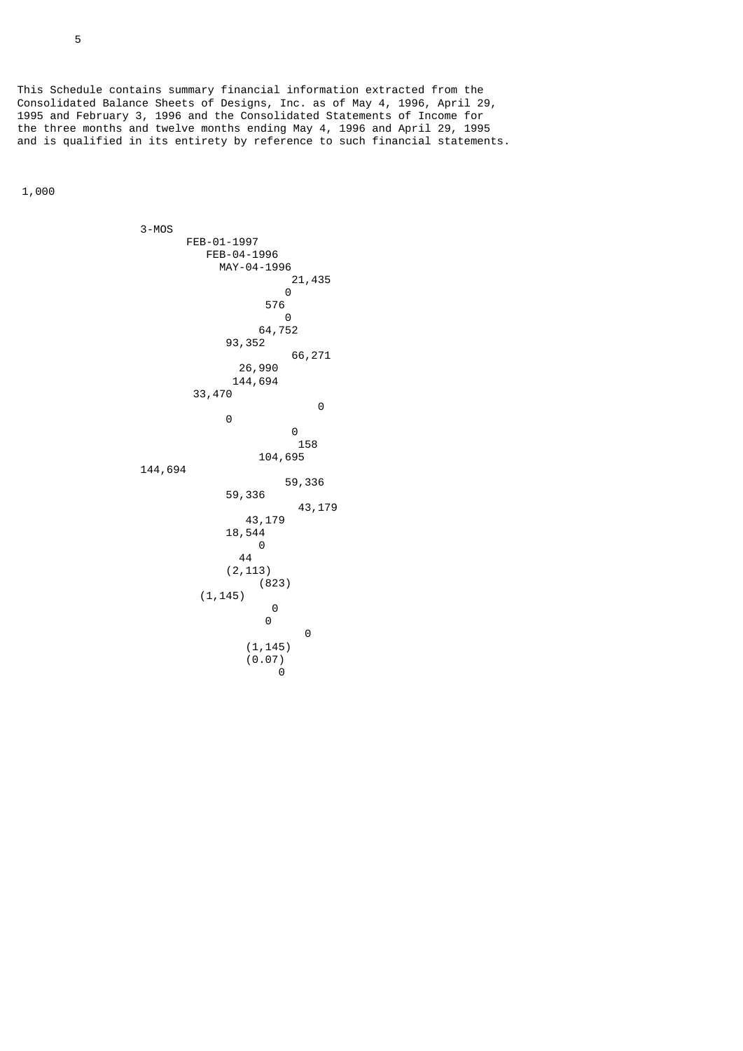This Schedule contains summary financial information extracted from the Consolidated Balance Sheets of Designs, Inc. as of May 4, 1996, April 29, 1995 and February 3, 1996 and the Consolidated Statements of Income for the three months and twelve months ending May 4, 1996 and April 29, 1995 and is qualified in its entirety by reference to such financial statements.

1,000

```
3-MOS
FEB-01-1997
FEB-04-1996
MAY-04-1996
21,435
0
576
0
64,752
93,352
66,271
26,990
144,694
33,470
0
0
0
158
104,695
144,694
59,336
59,336
43,179
43,179
18,544
0
44
(2,113)
(823)
(1,145)
0
0
0
(1,145)
(0.07)
0
```